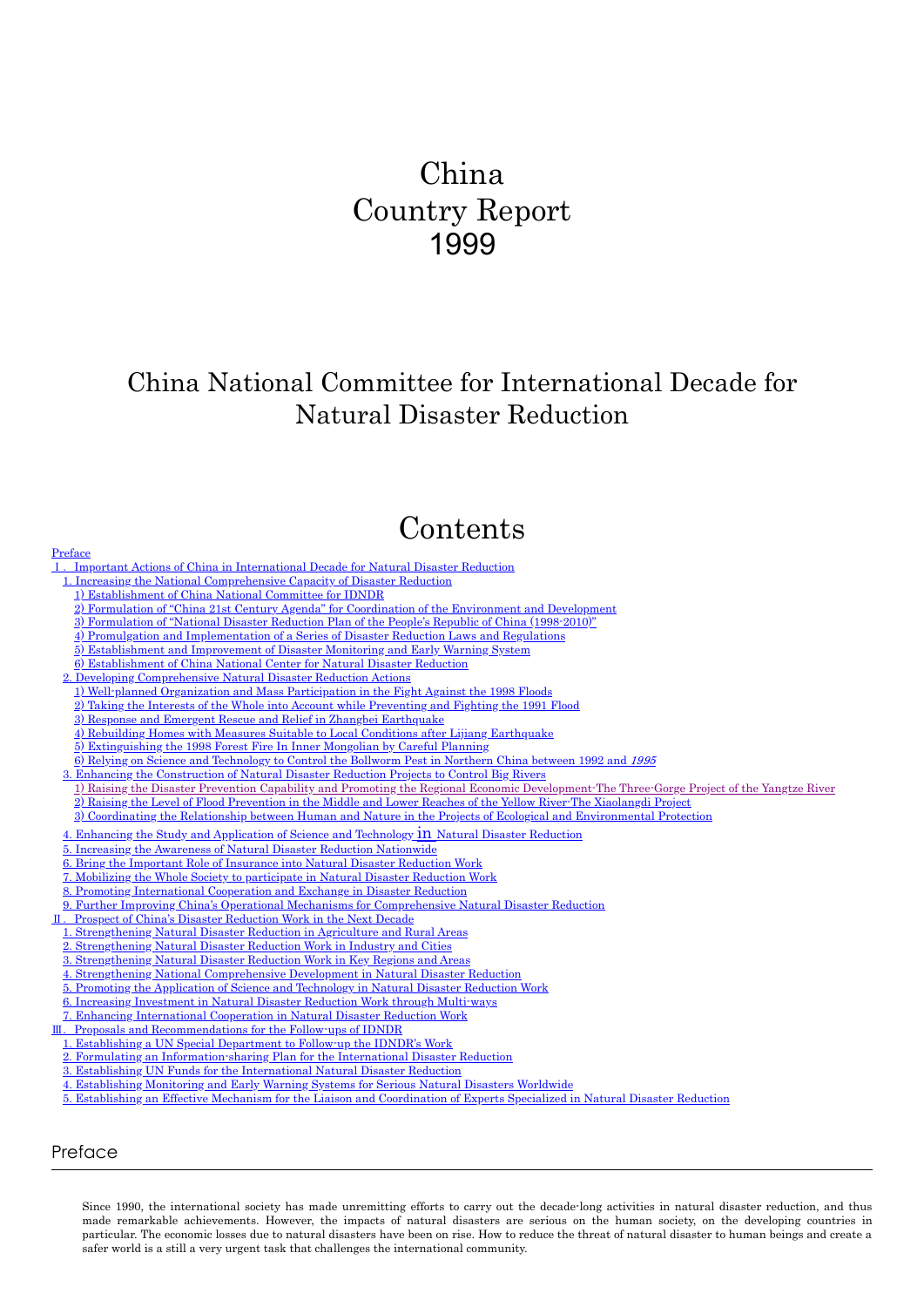# China
# Country Report
# 1999

## China National Committee for International Decade for Natural Disaster Reduction

## Contents

- Preface
- Ⅰ. Important Actions of China in International Decade for Natural Disaster Reduction
  - 1. Increasing the National Comprehensive Capacity of Disaster Reduction
    - 1) Establishment of China National Committee for IDNDR
    - 2) Formulation of "China 21st Century Agenda" for Coordination of the Environment and Development
    - 3) Formulation of "National Disaster Reduction Plan of the People's Republic of China (1998-2010)"
    - 4) Promulgation and Implementation of a Series of Disaster Reduction Laws and Regulations
    - 5) Establishment and Improvement of Disaster Monitoring and Early Warning System
    - 6) Establishment of China National Center for Natural Disaster Reduction
  - 2. Developing Comprehensive Natural Disaster Reduction Actions
    - 1) Well-planned Organization and Mass Participation in the Fight Against the 1998 Floods
    - 2) Taking the Interests of the Whole into Account while Preventing and Fighting the 1991 Flood
    - 3) Response and Emergent Rescue and Relief in Zhangbei Earthquake
    - 4) Rebuilding Homes with Measures Suitable to Local Conditions after Lijiang Earthquake
    - 5) Extinguishing the 1998 Forest Fire In Inner Mongolian by Careful Planning
    - 6) Relying on Science and Technology to Control the Bollworm Pest in Northern China between 1992 and *1995*
  - 3. Enhancing the Construction of Natural Disaster Reduction Projects to Control Big Rivers
    - 1) Raising the Disaster Prevention Capability and Promoting the Regional Economic Development-The Three-Gorge Project of the Yangtze River
    - 2) Raising the Level of Flood Prevention in the Middle and Lower Reaches of the Yellow River-The Xiaolangdi Project
    - 3) Coordinating the Relationship between Human and Nature in the Projects of Ecological and Environmental Protection
  - 4. Enhancing the Study and Application of Science and Technology in Natural Disaster Reduction
  - 5. Increasing the Awareness of Natural Disaster Reduction Nationwide
  - 6. Bring the Important Role of Insurance into Natural Disaster Reduction Work
  - 7. Mobilizing the Whole Society to participate in Natural Disaster Reduction Work
  - 8. Promoting International Cooperation and Exchange in Disaster Reduction
  - 9. Further Improving China's Operational Mechanisms for Comprehensive Natural Disaster Reduction
- Ⅱ. Prospect of China's Disaster Reduction Work in the Next Decade
  - 1. Strengthening Natural Disaster Reduction in Agriculture and Rural Areas
  - 2. Strengthening Natural Disaster Reduction Work in Industry and Cities
  - 3. Strengthening Natural Disaster Reduction Work in Key Regions and Areas
  - 4. Strengthening National Comprehensive Development in Natural Disaster Reduction
  - 5. Promoting the Application of Science and Technology in Natural Disaster Reduction Work
  - 6. Increasing Investment in Natural Disaster Reduction Work through Multi-ways
  - 7. Enhancing International Cooperation in Natural Disaster Reduction Work
- Ⅲ. Proposals and Recommendations for the Follow-ups of IDNDR
  - 1. Establishing a UN Special Department to Follow-up the IDNDR's Work
  - 2. Formulating an Information-sharing Plan for the International Disaster Reduction
  - 3. Establishing UN Funds for the International Natural Disaster Reduction
  - 4. Establishing Monitoring and Early Warning Systems for Serious Natural Disasters Worldwide
  - 5. Establishing an Effective Mechanism for the Liaison and Coordination of Experts Specialized in Natural Disaster Reduction

## Preface

Since 1990, the international society has made unremitting efforts to carry out the decade-long activities in natural disaster reduction, and thus made remarkable achievements. However, the impacts of natural disasters are serious on the human society, on the developing countries in particular. The economic losses due to natural disasters have been on rise. How to reduce the threat of natural disaster to human beings and create a safer world is a still a very urgent task that challenges the international community.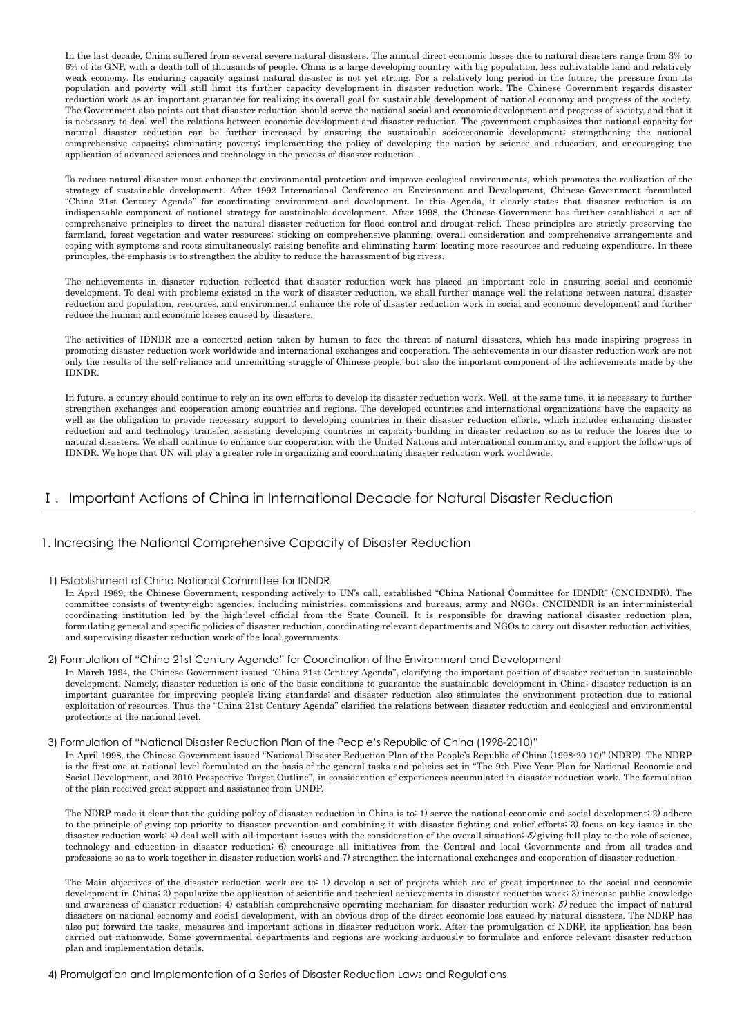In the last decade, China suffered from several severe natural disasters. The annual direct economic losses due to natural disasters range from 3% to 6% of its GNP, with a death toll of thousands of people. China is a large developing country with big population, less cultivatable land and relatively weak economy. Its enduring capacity against natural disaster is not yet strong. For a relatively long period in the future, the pressure from its population and poverty will still limit its further capacity development in disaster reduction work. The Chinese Government regards disaster reduction work as an important guarantee for realizing its overall goal for sustainable development of national economy and progress of the society. The Government also points out that disaster reduction should serve the national social and economic development and progress of society, and that it is necessary to deal well the relations between economic development and disaster reduction. The government emphasizes that national capacity for natural disaster reduction can be further increased by ensuring the sustainable socio-economic development; strengthening the national comprehensive capacity; eliminating poverty; implementing the policy of developing the nation by science and education, and encouraging the application of advanced sciences and technology in the process of disaster reduction.

To reduce natural disaster must enhance the environmental protection and improve ecological environments, which promotes the realization of the strategy of sustainable development. After 1992 International Conference on Environment and Development, Chinese Government formulated "China 21st Century Agenda" for coordinating environment and development. In this Agenda, it clearly states that disaster reduction is an indispensable component of national strategy for sustainable development. After 1998, the Chinese Government has further established a set of comprehensive principles to direct the natural disaster reduction for flood control and drought relief. These principles are strictly preserving the farmland, forest vegetation and water resources; sticking on comprehensive planning, overall consideration and comprehensive arrangements and coping with symptoms and roots simultaneously; raising benefits and eliminating harm; locating more resources and reducing expenditure. In these principles, the emphasis is to strengthen the ability to reduce the harassment of big rivers.

The achievements in disaster reduction reflected that disaster reduction work has placed an important role in ensuring social and economic development. To deal with problems existed in the work of disaster reduction, we shall further manage well the relations between natural disaster reduction and population, resources, and environment; enhance the role of disaster reduction work in social and economic development; and further reduce the human and economic losses caused by disasters.

The activities of IDNDR are a concerted action taken by human to face the threat of natural disasters, which has made inspiring progress in promoting disaster reduction work worldwide and international exchanges and cooperation. The achievements in our disaster reduction work are not only the results of the self-reliance and unremitting struggle of Chinese people, but also the important component of the achievements made by the IDNDR.

In future, a country should continue to rely on its own efforts to develop its disaster reduction work. Well, at the same time, it is necessary to further strengthen exchanges and cooperation among countries and regions. The developed countries and international organizations have the capacity as well as the obligation to provide necessary support to developing countries in their disaster reduction efforts, which includes enhancing disaster reduction aid and technology transfer, assisting developing countries in capacity-building in disaster reduction so as to reduce the losses due to natural disasters. We shall continue to enhance our cooperation with the United Nations and international community, and support the follow-ups of IDNDR. We hope that UN will play a greater role in organizing and coordinating disaster reduction work worldwide.

# Ⅰ. Important Actions of China in International Decade for Natural Disaster Reduction

## 1. Increasing the National Comprehensive Capacity of Disaster Reduction

### 1) Establishment of China National Committee for IDNDR

In April 1989, the Chinese Government, responding actively to UN's call, established "China National Committee for IDNDR" (CNCIDNDR). The committee consists of twenty-eight agencies, including ministries, commissions and bureaus, army and NGOs. CNCIDNDR is an inter-ministerial coordinating institution led by the high-level official from the State Council. It is responsible for drawing national disaster reduction plan, formulating general and specific policies of disaster reduction, coordinating relevant departments and NGOs to carry out disaster reduction activities, and supervising disaster reduction work of the local governments.

### 2) Formulation of "China 21st Century Agenda" for Coordination of the Environment and Development

In March 1994, the Chinese Government issued "China 21st Century Agenda", clarifying the important position of disaster reduction in sustainable development. Namely, disaster reduction is one of the basic conditions to guarantee the sustainable development in China; disaster reduction is an important guarantee for improving people's living standards; and disaster reduction also stimulates the environment protection due to rational exploitation of resources. Thus the "China 21st Century Agenda" clarified the relations between disaster reduction and ecological and environmental protections at the national level.

### 3) Formulation of "National Disaster Reduction Plan of the People's Republic of China (1998-2010)"

In April 1998, the Chinese Government issued "National Disaster Reduction Plan of the People's Republic of China (1998-20 10)" (NDRP). The NDRP is the first one at national level formulated on the basis of the general tasks and policies set in "The 9th Five Year Plan for National Economic and Social Development, and 2010 Prospective Target Outline", in consideration of experiences accumulated in disaster reduction work. The formulation of the plan received great support and assistance from UNDP.

The NDRP made it clear that the guiding policy of disaster reduction in China is to: 1) serve the national economic and social development; 2) adhere to the principle of giving top priority to disaster prevention and combining it with disaster fighting and relief efforts; 3) focus on key issues in the disaster reduction work; 4) deal well with all important issues with the consideration of the overall situation; *5)* giving full play to the role of science, technology and education in disaster reduction; 6) encourage all initiatives from the Central and local Governments and from all trades and professions so as to work together in disaster reduction work; and 7) strengthen the international exchanges and cooperation of disaster reduction.

The Main objectives of the disaster reduction work are to: 1) develop a set of projects which are of great importance to the social and economic development in China; 2) popularize the application of scientific and technical achievements in disaster reduction work; 3) increase public knowledge and awareness of disaster reduction; 4) establish comprehensive operating mechanism for disaster reduction work; *5)* reduce the impact of natural disasters on national economy and social development, with an obvious drop of the direct economic loss caused by natural disasters. The NDRP has also put forward the tasks, measures and important actions in disaster reduction work. After the promulgation of NDRP, its application has been carried out nationwide. Some governmental departments and regions are working arduously to formulate and enforce relevant disaster reduction plan and implementation details.

### 4) Promulgation and Implementation of a Series of Disaster Reduction Laws and Regulations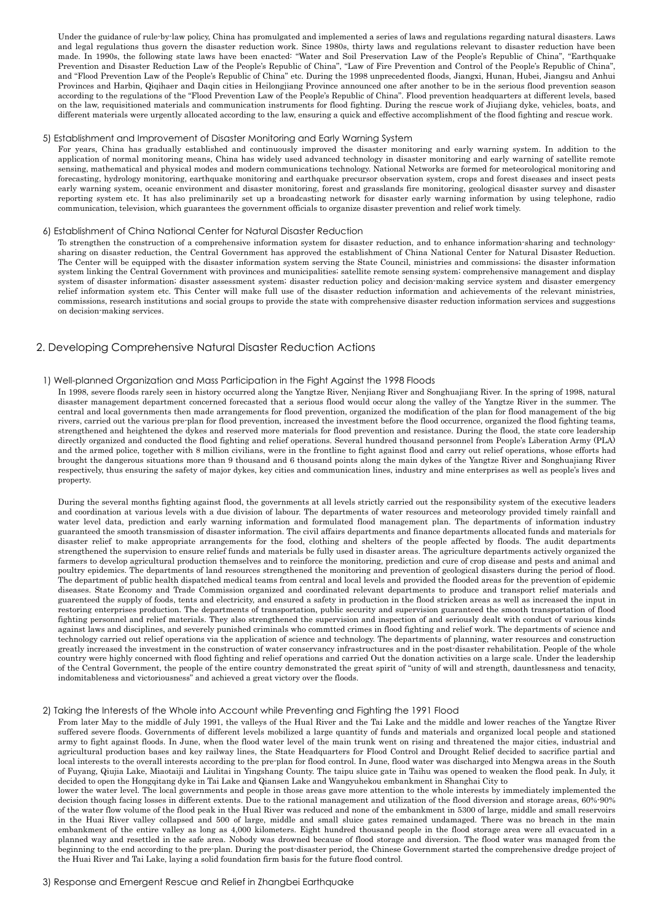Under the guidance of rule-by-law policy, China has promulgated and implemented a series of laws and regulations regarding natural disasters. Laws and legal regulations thus govern the disaster reduction work. Since 1980s, thirty laws and regulations relevant to disaster reduction have been made. In 1990s, the following state laws have been enacted: "Water and Soil Preservation Law of the People's Republic of China", "Earthquake Prevention and Disaster Reduction Law of the People's Republic of China", "Law of Fire Prevention and Control of the People's Republic of China", and "Flood Prevention Law of the People's Republic of China" etc. During the 1998 unprecedented floods, Jiangxi, Hunan, Hubei, Jiangsu and Anhui Provinces and Harbin, Qiqihaer and Daqin cities in Heilongjiang Province announced one after another to be in the serious flood prevention season according to the regulations of the "Flood Prevention Law of the People's Republic of China". Flood prevention headquarters at different levels, based on the law, requisitioned materials and communication instruments for flood fighting. During the rescue work of Jiujiang dyke, vehicles, boats, and different materials were urgently allocated according to the law, ensuring a quick and effective accomplishment of the flood fighting and rescue work.

### 5) Establishment and Improvement of Disaster Monitoring and Early Warning System

For years, China has gradually established and continuously improved the disaster monitoring and early warning system. In addition to the application of normal monitoring means, China has widely used advanced technology in disaster monitoring and early warning of satellite remote sensing, mathematical and physical modes and modern communications technology. National Networks are formed for meteorological monitoring and forecasting, hydrology monitoring, earthquake monitoring and earthquake precursor observation system, crops and forest diseases and insect pests early warning system, oceanic environment and disaster monitoring, forest and grasslands fire monitoring, geological disaster survey and disaster reporting system etc. It has also preliminarily set up a broadcasting network for disaster early warning information by using telephone, radio communication, television, which guarantees the government officials to organize disaster prevention and relief work timely.

### 6) Establishment of China National Center for Natural Disaster Reduction

To strengthen the construction of a comprehensive information system for disaster reduction, and to enhance information-sharing and technology-sharing on disaster reduction, the Central Government has approved the establishment of China National Center for Natural Disaster Reduction. The Center will be equipped with the disaster information system serving the State Council, ministries and commissions; the disaster information system linking the Central Government with provinces and municipalities; satellite remote sensing system; comprehensive management and display system of disaster information; disaster assessment system; disaster reduction policy and decision-making service system and disaster emergency relief information system etc. This Center will make full use of the disaster reduction information and achievements of the relevant ministries, commissions, research institutions and social groups to provide the state with comprehensive disaster reduction information services and suggestions on decision-making services.

## 2. Developing Comprehensive Natural Disaster Reduction Actions

### 1) Well-planned Organization and Mass Participation in the Fight Against the 1998 Floods

In 1998, severe floods rarely seen in history occurred along the Yangtze River, Nenjiang River and Songhuajiang River. In the spring of 1998, natural disaster management department concerned forecasted that a serious flood would occur along the valley of the Yangtze River in the summer. The central and local governments then made arrangements for flood prevention, organized the modification of the plan for flood management of the big rivers, carried out the various pre-plan for flood prevention, increased the investment before the flood occurrence, organized the flood fighting teams, strengthened and heightened the dykes and reserved more materials for flood prevention and resistance. During the flood, the state core leadership directly organized and conducted the flood fighting and relief operations. Several hundred thousand personnel from People's Liberation Army (PLA) and the armed police, together with 8 million civilians, were in the frontline to fight against flood and carry out relief operations, whose efforts had brought the dangerous situations more than 9 thousand and 6 thousand points along the main dykes of the Yangtze River and Songhuajiang River respectively, thus ensuring the safety of major dykes, key cities and communication lines, industry and mine enterprises as well as people's lives and property.

During the several months fighting against flood, the governments at all levels strictly carried out the responsibility system of the executive leaders and coordination at various levels with a due division of labour. The departments of water resources and meteorology provided timely rainfall and water level data, prediction and early warning information and formulated flood management plan. The departments of information industry guaranteed the smooth transmission of disaster information. The civil affairs departments and finance departments allocated funds and materials for disaster relief to make appropriate arrangements for the food, clothing and shelters of the people affected by floods. The audit departments strengthened the supervision to ensure relief funds and materials be fully used in disaster areas. The agriculture departments actively organized the farmers to develop agricultural production themselves and to reinforce the monitoring, prediction and cure of crop disease and pests and animal and poultry epidemics. The departments of land resources strengthened the monitoring and prevention of geological disasters during the period of flood. The department of public health dispatched medical teams from central and local levels and provided the flooded areas for the prevention of epidemic diseases. State Economy and Trade Commission organized and coordinated relevant departments to produce and transport relief materials and guarenteed the supply of foods, tents and electricity, and ensured a safety in production in the flood stricken areas as well as increased the input in restoring enterprises production. The departments of transportation, public security and supervision guaranteed the smooth transportation of flood fighting personnel and relief materials. They also strengthened the supervision and inspection of and seriously dealt with conduct of various kinds against laws and disciplines, and severely punished criminals who commtted crimes in flood fighting and relief work. The departments of science and technology carried out relief operations via the application of science and technology. The departments of planning, water resources and construction greatly increased the investment in the construction of water conservancy infrastructures and in the post-disaster rehabilitation. People of the whole country were highly concerned with flood fighting and relief operations and carried Out the donation activities on a large scale. Under the leadership of the Central Government, the people of the entire country demonstrated the great spirit of "unity of will and strength, dauntlessness and tenacity, indomitableness and victoriousness" and achieved a great victory over the floods.

### 2) Taking the Interests of the Whole into Account while Preventing and Fighting the 1991 Flood

From later May to the middle of July 1991, the valleys of the Hual River and the Tai Lake and the middle and lower reaches of the Yangtze River suffered severe floods. Governments of different levels mobilized a large quantity of funds and materials and organized local people and stationed army to fight against floods. In June, when the flood water level of the main trunk went on rising and threatened the major cities, industrial and agricultural production bases and key railway lines, the State Headquarters for Flood Control and Drought Relief decided to sacrifice partial and local interests to the overall interests according to the pre-plan for flood control. In June, flood water was discharged into Mengwa areas in the South of Fuyang, Qiujia Lake, Miaotaiji and Liulitai in Yingshang County. The taipu sluice gate in Taihu was opened to weaken the flood peak. In July, it decided to open the Hongqitang dyke in Tai Lake and Qiansen Lake and Wangyuhekou embankment in Shanghai City to lower the water level. The local governments and people in those areas gave more attention to the whole interests by immediately implemented the decision though facing losses in different extents. Due to the rational management and utilization of the flood diversion and storage areas, 60%-90% of the water flow volume of the flood peak in the Hual River was reduced and none of the embankment in 5300 of large, middle and small reservoirs in the Huai River valley collapsed and 500 of large, middle and small sluice gates remained undamaged. There was no breach in the main embankment of the entire valley as long as 4,000 kilometers. Eight hundred thousand people in the flood storage area were all evacuated in a planned way and resettled in the safe area. Nobody was drowned because of flood storage and diversion. The flood water was managed from the beginning to the end according to the pre-plan. During the post-disaster period, the Chinese Government started the comprehensive dredge project of the Huai River and Tai Lake, laying a solid foundation firm basis for the future flood control.

### 3) Response and Emergent Rescue and Relief in Zhangbei Earthquake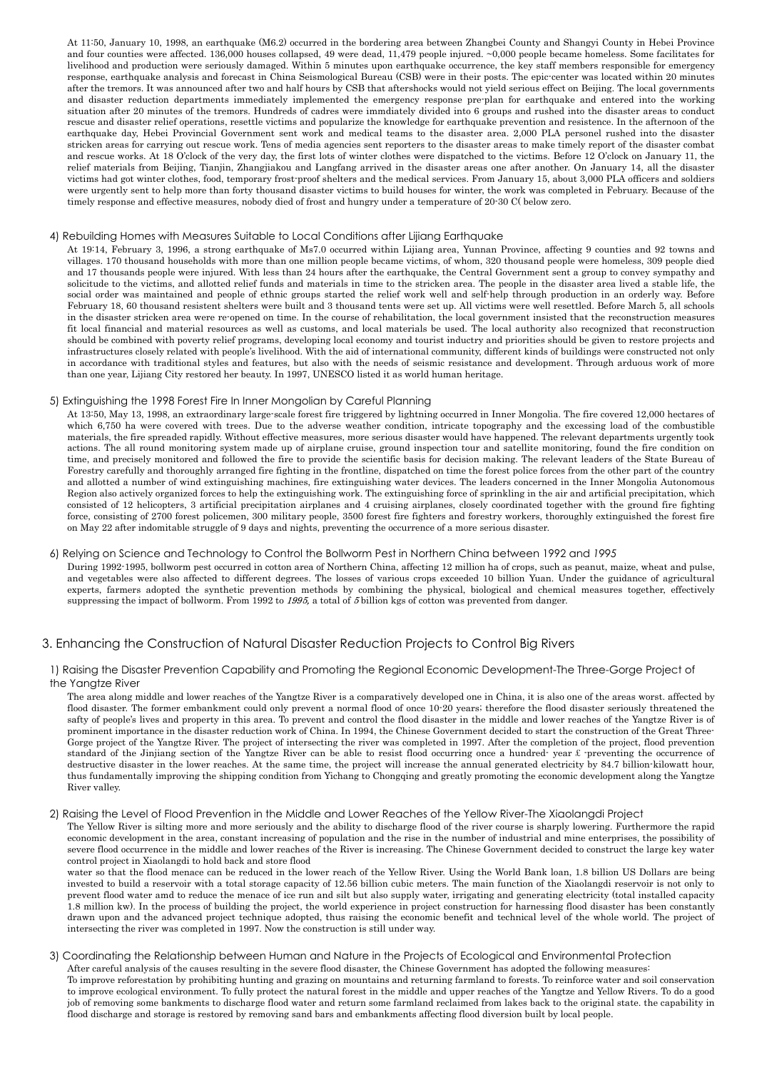At 11:50, January 10, 1998, an earthquake (M6.2) occurred in the bordering area between Zhangbei County and Shangyi County in Hebei Province and four counties were affected. 136,000 houses collapsed, 49 were dead, 11,479 people injured. ~0,000 people became homeless. Some facilitates for livelihood and production were seriously damaged. Within 5 minutes upon earthquake occurrence, the key staff members responsible for emergency response, earthquake analysis and forecast in China Seismological Bureau (CSB) were in their posts. The epic-center was located within 20 minutes after the tremors. It was announced after two and half hours by CSB that aftershocks would not yield serious effect on Beijing. The local governments and disaster reduction departments immediately implemented the emergency response pre-plan for earthquake and entered into the working situation after 20 minutes of the tremors. Hundreds of cadres were immdiately divided into 6 groups and rushed into the disaster areas to conduct rescue and disaster relief operations, resettle victims and popularize the knowledge for earthquake prevention and resistence. In the afternoon of the earthquake day, Hebei Provincial Government sent work and medical teams to the disaster area. 2,000 PLA personel rushed into the disaster stricken areas for carrying out rescue work. Tens of media agencies sent reporters to the disaster areas to make timely report of the disaster combat and rescue works. At 18 O'clock of the very day, the first lots of winter clothes were dispatched to the victims. Before 12 O'clock on January 11, the relief materials from Beijing, Tianjin, Zhangjiakou and Langfang arrived in the disaster areas one after another. On January 14, all the disaster victims had got winter clothes, food, temporary frost-proof shelters and the medical services. From January 15, about 3,000 PLA officers and soldiers were urgently sent to help more than forty thousand disaster victims to build houses for winter, the work was completed in February. Because of the timely response and effective measures, nobody died of frost and hungry under a temperature of 20-30 C( below zero.

#### 4) Rebuilding Homes with Measures Suitable to Local Conditions after Lijiang Earthquake

At 19:14, February 3, 1996, a strong earthquake of Ms7.0 occurred within Lijiang area, Yunnan Province, affecting 9 counties and 92 towns and villages. 170 thousand households with more than one million people became victims, of whom, 320 thousand people were homeless, 309 people died and 17 thousands people were injured. With less than 24 hours after the earthquake, the Central Government sent a group to convey sympathy and solicitude to the victims, and allotted relief funds and materials in time to the stricken area. The people in the disaster area lived a stable life, the social order was maintained and people of ethnic groups started the relief work well and self-help through production in an orderly way. Before February 18, 60 thousand resistent shelters were built and 3 thousand tents were set up. All victims were well resettled. Before March 5, all schools in the disaster stricken area were re-opened on time. In the course of rehabilitation, the local government insisted that the reconstruction measures fit local financial and material resources as well as customs, and local materials be used. The local authority also recognized that reconstruction should be combined with poverty relief programs, developing local economy and tourist inductry and priorities should be given to restore projects and infrastructures closely related with people's livelihood. With the aid of international community, different kinds of buildings were constructed not only in accordance with traditional styles and features, but also with the needs of seismic resistance and development. Through arduous work of more than one year, Lijiang City restored her beauty. In 1997, UNESCO listed it as world human heritage.

#### 5) Extinguishing the 1998 Forest Fire In Inner Mongolian by Careful Planning

At 13:50, May 13, 1998, an extraordinary large-scale forest fire triggered by lightning occurred in Inner Mongolia. The fire covered 12,000 hectares of which 6,750 ha were covered with trees. Due to the adverse weather condition, intricate topography and the excessing load of the combustible materials, the fire spreaded rapidly. Without effective measures, more serious disaster would have happened. The relevant departments urgently took actions. The all round monitoring system made up of airplane cruise, ground inspection tour and satellite monitoring, found the fire condition on time, and precisely monitored and followed the fire to provide the scientific basis for decision making. The relevant leaders of the State Bureau of Forestry carefully and thoroughly arranged fire fighting in the frontline, dispatched on time the forest police forces from the other part of the country and allotted a number of wind extinguishing machines, fire extinguishing water devices. The leaders concerned in the Inner Mongolia Autonomous Region also actively organized forces to help the extinguishing work. The extinguishing force of sprinkling in the air and artificial precipitation, which consisted of 12 helicopters, 3 artificial precipitation airplanes and 4 cruising airplanes, closely coordinated together with the ground fire fighting force, consisting of 2700 forest policemen, 300 military people, 3500 forest fire fighters and forestry workers, thoroughly extinguished the forest fire on May 22 after indomitable struggle of 9 days and nights, preventing the occurrence of a more serious disaster.

#### 6) Relying on Science and Technology to Control the Bollworm Pest in Northern China between 1992 and *1995*

During 1992-1995, bollworm pest occurred in cotton area of Northern China, affecting 12 million ha of crops, such as peanut, maize, wheat and pulse, and vegetables were also affected to different degrees. The losses of various crops exceeded 10 billion Yuan. Under the guidance of agricultural experts, farmers adopted the synthetic prevention methods by combining the physical, biological and chemical measures together, effectively suppressing the impact of bollworm. From 1992 to *1995,* a total of *5* billion kgs of cotton was prevented from danger.

### 3. Enhancing the Construction of Natural Disaster Reduction Projects to Control Big Rivers

#### 1) Raising the Disaster Prevention Capability and Promoting the Regional Economic Development-The Three-Gorge Project of the Yangtze River

The area along middle and lower reaches of the Yangtze River is a comparatively developed one in China, it is also one of the areas worst. affected by flood disaster. The former embankment could only prevent a normal flood of once 10-20 years; therefore the flood disaster seriously threatened the safty of people's lives and property in this area. To prevent and control the flood disaster in the middle and lower reaches of the Yangtze River is of prominent importance in the disaster reduction work of China. In 1994, the Chinese Government decided to start the construction of the Great Three-Gorge project of the Yangtze River. The project of intersecting the river was completed in 1997. After the completion of the project, flood prevention standard of the Jinjiang section of the Yangtze River can be able to resist flood occurring once a hundred- year £ -preventing the occurrence of destructive disaster in the lower reaches. At the same time, the project will increase the annual generated electricity by 84.7 billion-kilowatt hour, thus fundamentally improving the shipping condition from Yichang to Chongqing and greatly promoting the economic development along the Yangtze River valley.

#### 2) Raising the Level of Flood Prevention in the Middle and Lower Reaches of the Yellow River-The Xiaolangdi Project

The Yellow River is silting more and more seriously and the ability to discharge flood of the river course is sharply lowering. Furthermore the rapid economic development in the area, constant increasing of population and the rise in the number of industrial and mine enterprises, the possibility of severe flood occurrence in the middle and lower reaches of the River is increasing. The Chinese Government decided to construct the large key water control project in Xiaolangdi to hold back and store flood

water so that the flood menace can be reduced in the lower reach of the Yellow River. Using the World Bank loan, 1.8 billion US Dollars are being invested to build a reservoir with a total storage capacity of 12.56 billion cubic meters. The main function of the Xiaolangdi reservoir is not only to prevent flood water amd to reduce the menace of ice run and silt but also supply water, irrigating and generating electricity (total installed capacity 1.8 million kw). In the process of building the project, the world experience in project construction for harnessing flood disaster has been constantly drawn upon and the advanced project technique adopted, thus raising the economic benefit and technical level of the whole world. The project of intersecting the river was completed in 1997. Now the construction is still under way.

#### 3) Coordinating the Relationship between Human and Nature in the Projects of Ecological and Environmental Protection

After careful analysis of the causes resulting in the severe flood disaster, the Chinese Government has adopted the following measures:

To improve reforestation by prohibiting hunting and grazing on mountains and returning farmland to forests. To reinforce water and soil conservation to improve ecological environment. To fully protect the natural forest in the middle and upper reaches of the Yangtze and Yellow Rivers. To do a good job of removing some bankments to discharge flood water and return some farmland reclaimed from lakes back to the original state. the capability in flood discharge and storage is restored by removing sand bars and embankments affecting flood diversion built by local people.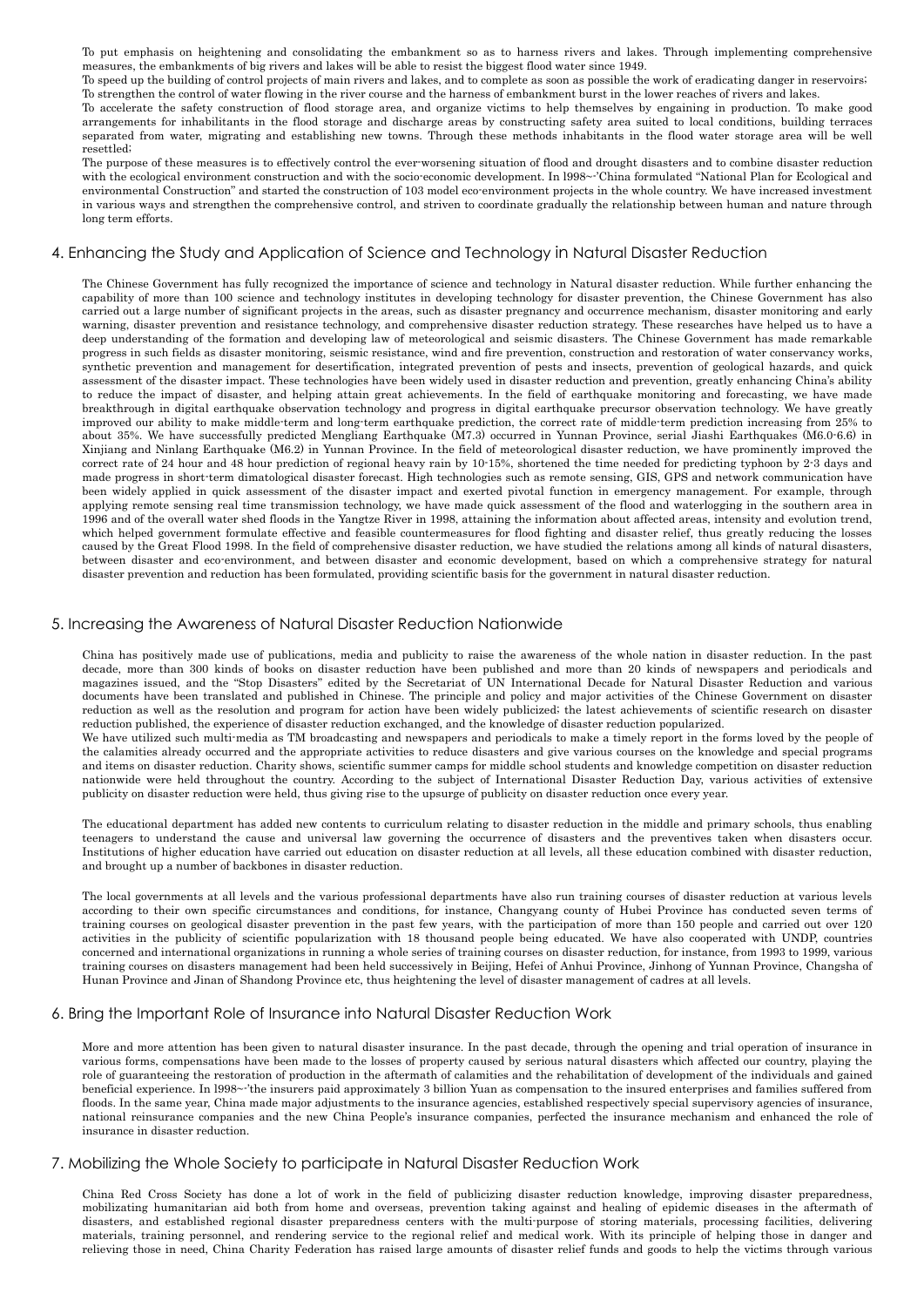To put emphasis on heightening and consolidating the embankment so as to harness rivers and lakes. Through implementing comprehensive measures, the embankments of big rivers and lakes will be able to resist the biggest flood water since 1949.

To speed up the building of control projects of main rivers and lakes, and to complete as soon as possible the work of eradicating danger in reservoirs; To strengthen the control of water flowing in the river course and the harness of embankment burst in the lower reaches of rivers and lakes.

To accelerate the safety construction of flood storage area, and organize victims to help themselves by engaining in production. To make good arrangements for inhabitilants in the flood storage and discharge areas by constructing safety area suited to local conditions, building terraces separated from water, migrating and establishing new towns. Through these methods inhabitants in the flood water storage area will be well resettled;

The purpose of these measures is to effectively control the ever-worsening situation of flood and drought disasters and to combine disaster reduction with the ecological environment construction and with the socio-economic development. In l998~'China formulated "National Plan for Ecological and environmental Construction" and started the construction of 103 model eco-environment projects in the whole country. We have increased investment in various ways and strengthen the comprehensive control, and striven to coordinate gradually the relationship between human and nature through long term efforts.

## 4. Enhancing the Study and Application of Science and Technology in Natural Disaster Reduction

The Chinese Government has fully recognized the importance of science and technology in Natural disaster reduction. While further enhancing the capability of more than 100 science and technology institutes in developing technology for disaster prevention, the Chinese Government has also carried out a large number of significant projects in the areas, such as disaster pregnancy and occurrence mechanism, disaster monitoring and early warning, disaster prevention and resistance technology, and comprehensive disaster reduction strategy. These researches have helped us to have a deep understanding of the formation and developing law of meteorological and seismic disasters. The Chinese Government has made remarkable progress in such fields as disaster monitoring, seismic resistance, wind and fire prevention, construction and restoration of water conservancy works, synthetic prevention and management for desertification, integrated prevention of pests and insects, prevention of geological hazards, and quick assessment of the disaster impact. These technologies have been widely used in disaster reduction and prevention, greatly enhancing China's ability to reduce the impact of disaster, and helping attain great achievements. In the field of earthquake monitoring and forecasting, we have made breakthrough in digital earthquake observation technology and progress in digital earthquake precursor observation technology. We have greatly improved our ability to make middle-term and long-term earthquake prediction, the correct rate of middle-term prediction increasing from 25% to about 35%. We have successfully predicted Mengliang Earthquake (M7.3) occurred in Yunnan Province, serial Jiashi Earthquakes (M6.0-6.6) in Xinjiang and Ninlang Earthquake (M6.2) in Yunnan Province. In the field of meteorological disaster reduction, we have prominently improved the correct rate of 24 hour and 48 hour prediction of regional heavy rain by 10-15%, shortened the time needed for predicting typhoon by 2-3 days and made progress in short-term dimatological disaster forecast. High technologies such as remote sensing, GIS, GPS and network communication have been widely applied in quick assessment of the disaster impact and exerted pivotal function in emergency management. For example, through applying remote sensing real time transmission technology, we have made quick assessment of the flood and waterlogging in the southern area in 1996 and of the overall water shed floods in the Yangtze River in 1998, attaining the information about affected areas, intensity and evolution trend, which helped government formulate effective and feasible countermeasures for flood fighting and disaster relief, thus greatly reducing the losses caused by the Great Flood 1998. In the field of comprehensive disaster reduction, we have studied the relations among all kinds of natural disasters, between disaster and eco-environment, and between disaster and economic development, based on which a comprehensive strategy for natural disaster prevention and reduction has been formulated, providing scientific basis for the government in natural disaster reduction.

## 5. Increasing the Awareness of Natural Disaster Reduction Nationwide

China has positively made use of publications, media and publicity to raise the awareness of the whole nation in disaster reduction. In the past decade, more than 300 kinds of books on disaster reduction have been published and more than 20 kinds of newspapers and periodicals and magazines issued, and the "Stop Disasters" edited by the Secretariat of UN International Decade for Natural Disaster Reduction and various documents have been translated and published in Chinese. The principle and policy and major activities of the Chinese Government on disaster reduction as well as the resolution and program for action have been widely publicized; the latest achievements of scientific research on disaster reduction published, the experience of disaster reduction exchanged, and the knowledge of disaster reduction popularized.

We have utilized such multi-media as TM broadcasting and newspapers and periodicals to make a timely report in the forms loved by the people of the calamities already occurred and the appropriate activities to reduce disasters and give various courses on the knowledge and special programs and items on disaster reduction. Charity shows, scientific summer camps for middle school students and knowledge competition on disaster reduction nationwide were held throughout the country. According to the subject of International Disaster Reduction Day, various activities of extensive publicity on disaster reduction were held, thus giving rise to the upsurge of publicity on disaster reduction once every year.

The educational department has added new contents to curriculum relating to disaster reduction in the middle and primary schools, thus enabling teenagers to understand the cause and universal law governing the occurrence of disasters and the preventives taken when disasters occur. Institutions of higher education have carried out education on disaster reduction at all levels, all these education combined with disaster reduction, and brought up a number of backbones in disaster reduction.

The local governments at all levels and the various professional departments have also run training courses of disaster reduction at various levels according to their own specific circumstances and conditions, for instance, Changyang county of Hubei Province has conducted seven terms of training courses on geological disaster prevention in the past few years, with the participation of more than 150 people and carried out over 120 activities in the publicity of scientific popularization with 18 thousand people being educated. We have also cooperated with UNDP, countries concerned and international organizations in running a whole series of training courses on disaster reduction, for instance, from 1993 to 1999, various training courses on disasters management had been held successively in Beijing, Hefei of Anhui Province, Jinhong of Yunnan Province, Changsha of Hunan Province and Jinan of Shandong Province etc, thus heightening the level of disaster management of cadres at all levels.

## 6. Bring the Important Role of Insurance into Natural Disaster Reduction Work

More and more attention has been given to natural disaster insurance. In the past decade, through the opening and trial operation of insurance in various forms, compensations have been made to the losses of property caused by serious natural disasters which affected our country, playing the role of guaranteeing the restoration of production in the aftermath of calamities and the rehabilitation of development of the individuals and gained beneficial experience. In l998~'the insurers paid approximately 3 billion Yuan as compensation to the insured enterprises and families suffered from floods. In the same year, China made major adjustments to the insurance agencies, established respectively special supervisory agencies of insurance, national reinsurance companies and the new China People's insurance companies, perfected the insurance mechanism and enhanced the role of insurance in disaster reduction.

## 7. Mobilizing the Whole Society to participate in Natural Disaster Reduction Work

China Red Cross Society has done a lot of work in the field of publicizing disaster reduction knowledge, improving disaster preparedness, mobilizating humanitarian aid both from home and overseas, prevention taking against and healing of epidemic diseases in the aftermath of disasters, and established regional disaster preparedness centers with the multi-purpose of storing materials, processing facilities, delivering materials, training personnel, and rendering service to the regional relief and medical work. With its principle of helping those in danger and relieving those in need, China Charity Federation has raised large amounts of disaster relief funds and goods to help the victims through various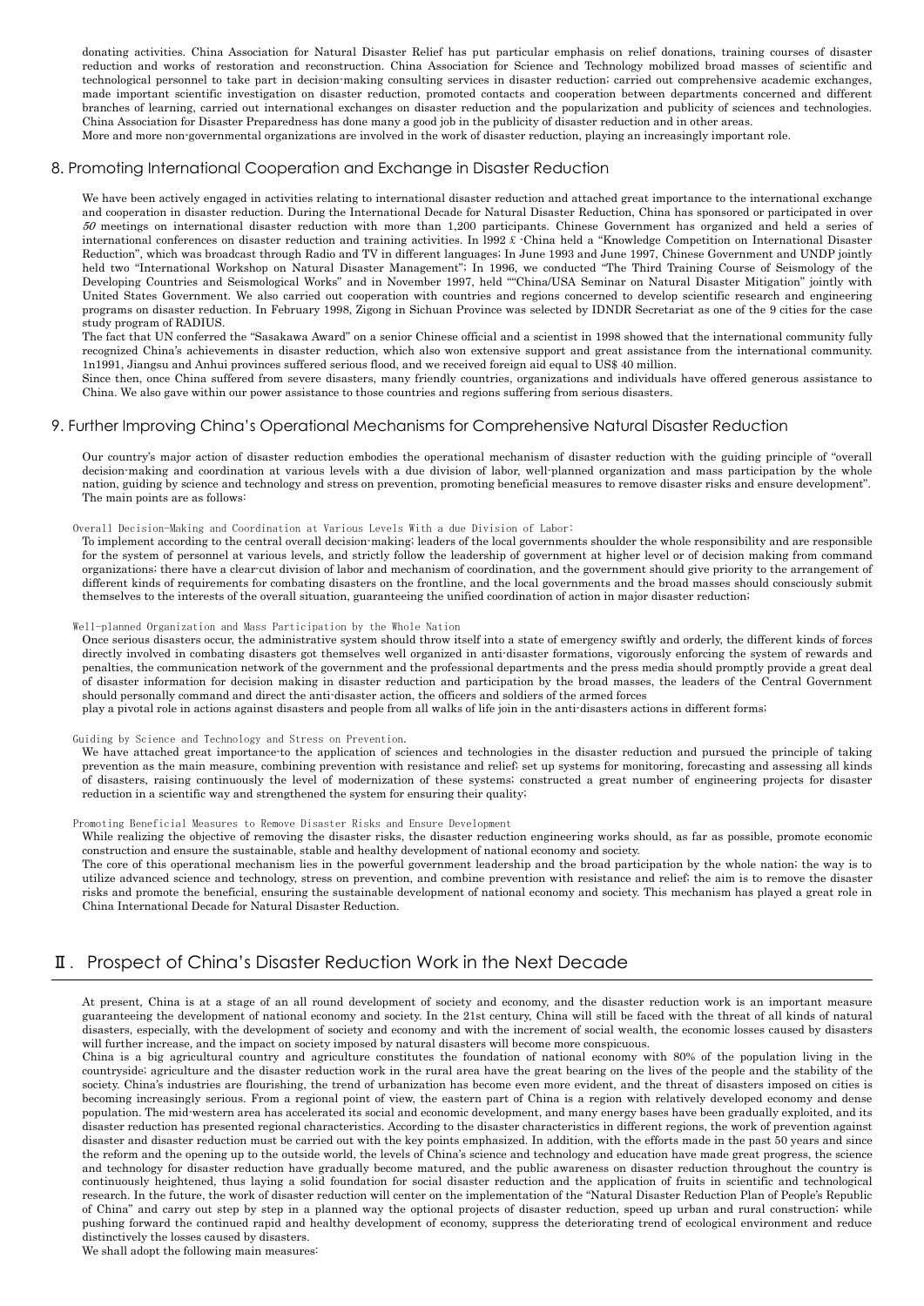donating activities. China Association for Natural Disaster Relief has put particular emphasis on relief donations, training courses of disaster reduction and works of restoration and reconstruction. China Association for Science and Technology mobilized broad masses of scientific and technological personnel to take part in decision-making consulting services in disaster reduction; carried out comprehensive academic exchanges, made important scientific investigation on disaster reduction, promoted contacts and cooperation between departments concerned and different branches of learning, carried out international exchanges on disaster reduction and the popularization and publicity of sciences and technologies. China Association for Disaster Preparedness has done many a good job in the publicity of disaster reduction and in other areas.

More and more non-governmental organizations are involved in the work of disaster reduction, playing an increasingly important role.

## 8. Promoting International Cooperation and Exchange in Disaster Reduction

We have been actively engaged in activities relating to international disaster reduction and attached great importance to the international exchange and cooperation in disaster reduction. During the International Decade for Natural Disaster Reduction, China has sponsored or participated in over *50* meetings on international disaster reduction with more than 1,200 participants. Chinese Government has organized and held a series of international conferences on disaster reduction and training activities. In l992 £ -China held a "Knowledge Competition on International Disaster Reduction", which was broadcast through Radio and TV in different languages; In June 1993 and June 1997, Chinese Government and UNDP jointly held two "International Workshop on Natural Disaster Management"; In 1996, we conducted "The Third Training Course of Seismology of the Developing Countries and Seismological Works" and in November 1997, held ""China/USA Seminar on Natural Disaster Mitigation" jointly with United States Government. We also carried out cooperation with countries and regions concerned to develop scientific research and engineering programs on disaster reduction. In February 1998, Zigong in Sichuan Province was selected by IDNDR Secretariat as one of the 9 cities for the case study program of RADIUS.

The fact that UN conferred the "Sasakawa Award" on a senior Chinese official and a scientist in 1998 showed that the international community fully recognized China's achievements in disaster reduction, which also won extensive support and great assistance from the international community. 1n1991, Jiangsu and Anhui provinces suffered serious flood, and we received foreign aid equal to US$ 40 million.

Since then, once China suffered from severe disasters, many friendly countries, organizations and individuals have offered generous assistance to China. We also gave within our power assistance to those countries and regions suffering from serious disasters.

## 9. Further Improving China's Operational Mechanisms for Comprehensive Natural Disaster Reduction

Our country's major action of disaster reduction embodies the operational mechanism of disaster reduction with the guiding principle of "overall decision-making and coordination at various levels with a due division of labor, well-planned organization and mass participation by the whole nation, guiding by science and technology and stress on prevention, promoting beneficial measures to remove disaster risks and ensure development". The main points are as follows:

Overall Decision-Making and Coordination at Various Levels With a due Division of Labor:

To implement according to the central overall decision-making; leaders of the local governments shoulder the whole responsibility and are responsible for the system of personnel at various levels, and strictly follow the leadership of government at higher level or of decision making from command organizations; there have a clear-cut division of labor and mechanism of coordination, and the government should give priority to the arrangement of different kinds of requirements for combating disasters on the frontline, and the local governments and the broad masses should consciously submit themselves to the interests of the overall situation, guaranteeing the unified coordination of action in major disaster reduction;

Well-planned Organization and Mass Participation by the Whole Nation

Once serious disasters occur, the administrative system should throw itself into a state of emergency swiftly and orderly, the different kinds of forces directly involved in combating disasters got themselves well organized in anti-disaster formations, vigorously enforcing the system of rewards and penalties, the communication network of the government and the professional departments and the press media should promptly provide a great deal of disaster information for decision making in disaster reduction and participation by the broad masses, the leaders of the Central Government should personally command and direct the anti-disaster action, the officers and soldiers of the armed forces

play a pivotal role in actions against disasters and people from all walks of life join in the anti-disasters actions in different forms;

Guiding by Science and Technology and Stress on Prevention.

We have attached great importance to the application of sciences and technologies in the disaster reduction and pursued the principle of taking prevention as the main measure, combining prevention with resistance and relief; set up systems for monitoring, forecasting and assessing all kinds of disasters, raising continuously the level of modernization of these systems; constructed a great number of engineering projects for disaster reduction in a scientific way and strengthened the system for ensuring their quality;

Promoting Beneficial Measures to Remove Disaster Risks and Ensure Development

While realizing the objective of removing the disaster risks, the disaster reduction engineering works should, as far as possible, promote economic construction and ensure the sustainable, stable and healthy development of national economy and society.

The core of this operational mechanism lies in the powerful government leadership and the broad participation by the whole nation; the way is to utilize advanced science and technology, stress on prevention, and combine prevention with resistance and relief; the aim is to remove the disaster risks and promote the beneficial, ensuring the sustainable development of national economy and society. This mechanism has played a great role in China International Decade for Natural Disaster Reduction.

# Ⅱ. Prospect of China's Disaster Reduction Work in the Next Decade

At present, China is at a stage of an all round development of society and economy, and the disaster reduction work is an important measure guaranteeing the development of national economy and society. In the 21st century, China will still be faced with the threat of all kinds of natural disasters, especially, with the development of society and economy and with the increment of social wealth, the economic losses caused by disasters will further increase, and the impact on society imposed by natural disasters will become more conspicuous.

China is a big agricultural country and agriculture constitutes the foundation of national economy with 80% of the population living in the countryside; agriculture and the disaster reduction work in the rural area have the great bearing on the lives of the people and the stability of the society. China's industries are flourishing, the trend of urbanization has become even more evident, and the threat of disasters imposed on cities is becoming increasingly serious. From a regional point of view, the eastern part of China is a region with relatively developed economy and dense population. The mid-western area has accelerated its social and economic development, and many energy bases have been gradually exploited, and its disaster reduction has presented regional characteristics. According to the disaster characteristics in different regions, the work of prevention against disaster and disaster reduction must be carried out with the key points emphasized. In addition, with the efforts made in the past 50 years and since the reform and the opening up to the outside world, the levels of China's science and technology and education have made great progress, the science and technology for disaster reduction have gradually become matured, and the public awareness on disaster reduction throughout the country is continuously heightened, thus laying a solid foundation for social disaster reduction and the application of fruits in scientific and technological research. In the future, the work of disaster reduction will center on the implementation of the "Natural Disaster Reduction Plan of People's Republic of China" and carry out step by step in a planned way the optional projects of disaster reduction, speed up urban and rural construction; while pushing forward the continued rapid and healthy development of economy, suppress the deteriorating trend of ecological environment and reduce distinctively the losses caused by disasters.

We shall adopt the following main measures: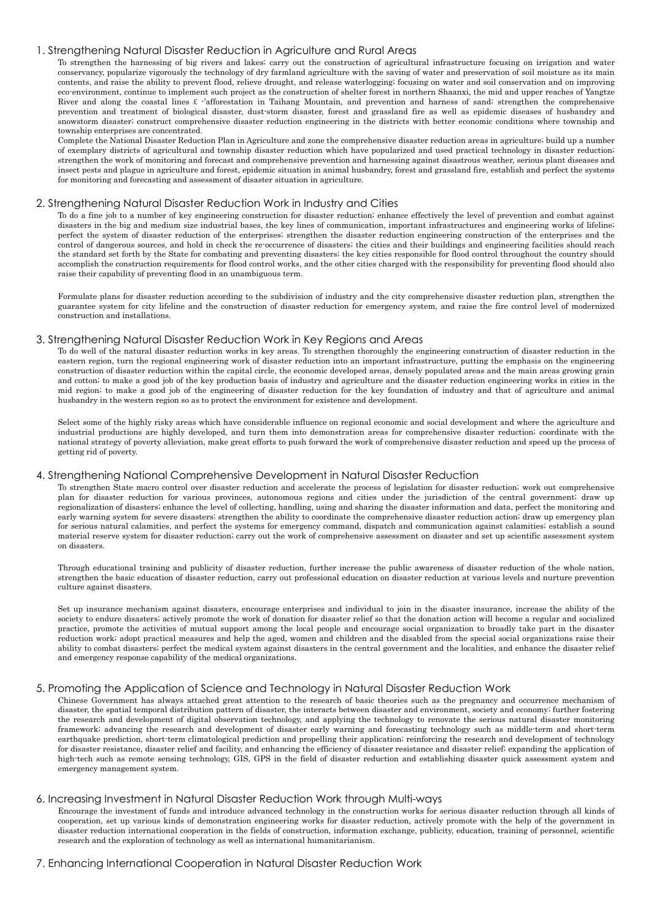## 1. Strengthening Natural Disaster Reduction in Agriculture and Rural Areas

To strengthen the harnessing of big rivers and lakes; carry out the construction of agricultural infrastructure focusing on irrigation and water conservancy, popularize vigorously the technology of dry farmland agriculture with the saving of water and preservation of soil moisture as its main contents, and raise the ability to prevent flood, relieve drought, and release waterlogging; focusing on water and soil conservation and on improving eco-environment, continue to implement such project as the construction of shelter forest in northern Shaanxi, the mid and upper reaches of Yangtze River and along the coastal lines £ -'afforestation in Taihang Mountain, and prevention and harness of sand; strengthen the comprehensive prevention and treatment of biological disaster, dust-storm disaster, forest and grassland fire as well as epidemic diseases of husbandry and snowstorm disaster; construct comprehensive disaster reduction engineering in the districts with better economic conditions where township and township enterprises are concentrated.

Complete the National Disaster Reduction Plan in Agriculture and zone the comprehensive disaster reduction areas in agriculture; build up a number of exemplary districts of agricultural and township disaster reduction which have popularized and used practical technology in disaster reduction; strengthen the work of monitoring and forecast and comprehensive prevention and harnessing against disastrous weather, serious plant diseases and insect pests and plague in agriculture and forest, epidemic situation in animal husbandry, forest and grassland fire, establish and perfect the systems for monitoring and forecasting and assessment of disaster situation in agriculture.

## 2. Strengthening Natural Disaster Reduction Work in Industry and Cities

To do a fine job to a number of key engineering construction for disaster reduction; enhance effectively the level of prevention and combat against disasters in the big and medium size industrial bases, the key lines of communication, important infrastructures and engineering works of lifeline; perfect the system of disaster reduction of the enterprises; strengthen the disaster reduction engineering construction of the enterprises and the control of dangerous sources, and hold in check the re-occurrence of disasters; the cities and their buildings and engineering facilities should reach the standard set forth by the State for combating and preventing disasters; the key cities responsible for flood control throughout the country should accomplish the construction requirements for flood control works, and the other cities charged with the responsibility for preventing flood should also raise their capability of preventing flood in an unambiguous term.

Formulate plans for disaster reduction according to the subdivision of industry and the city comprehensive disaster reduction plan, strengthen the guarantee system for city lifeline and the construction of disaster reduction for emergency system, and raise the fire control level of modernized construction and installations.

## 3. Strengthening Natural Disaster Reduction Work in Key Regions and Areas

To do well of the natural disaster reduction works in key areas. To strengthen thoroughly the engineering construction of disaster reduction in the eastern region, turn the regional engineering work of disaster reduction into an important infrastructure, putting the emphasis on the engineering construction of disaster reduction within the capital circle, the economic developed areas, densely populated areas and the main areas growing grain and cotton; to make a good job of the key production basis of industry and agriculture and the disaster reduction engineering works in cities in the mid region; to make a good job of the engineering of disaster reduction for the key foundation of industry and that of agriculture and animal husbandry in the western region so as to protect the environment for existence and development.

Select some of the highly risky areas which have considerable influence on regional economic and social development and where the agriculture and industrial productions are highly developed, and turn them into demonstration areas for comprehensive disaster reduction; coordinate with the national strategy of poverty alleviation, make great efforts to push forward the work of comprehensive disaster reduction and speed up the process of getting rid of poverty.

## 4. Strengthening National Comprehensive Development in Natural Disaster Reduction

To strengthen State macro control over disaster reduction and accelerate the process of legislation for disaster reduction; work out comprehensive plan for disaster reduction for various provinces, autonomous regions and cities under the jurisdiction of the central government; draw up regionalization of disasters; enhance the level of collecting, handling, using and sharing the disaster information and data, perfect the monitoring and early warning system for severe disasters; strengthen the ability to coordinate the comprehensive disaster reduction action; draw up emergency plan for serious natural calamities, and perfect the systems for emergency command, dispatch and communication against calamities; establish a sound material reserve system for disaster reduction; carry out the work of comprehensive assessment on disaster and set up scientific assessment system on disasters.

Through educational training and publicity of disaster reduction, further increase the public awareness of disaster reduction of the whole nation, strengthen the basic education of disaster reduction, carry out professional education on disaster reduction at various levels and nurture prevention culture against disasters.

Set up insurance mechanism against disasters, encourage enterprises and individual to join in the disaster insurance, increase the ability of the society to endure disasters; actively promote the work of donation for disaster relief so that the donation action will become a regular and socialized practice, promote the activities of mutual support among the local people and encourage social organization to broadly take part in the disaster reduction work; adopt practical measures and help the aged, women and children and the disabled from the special social organizations raise their ability to combat disasters; perfect the medical system against disasters in the central government and the localities, and enhance the disaster relief and emergency response capability of the medical organizations.

## 5. Promoting the Application of Science and Technology in Natural Disaster Reduction Work

Chinese Government has always attached great attention to the research of basic theories such as the pregnancy and occurrence mechanism of disaster, the spatial temporal distribution pattern of disaster, the interacts between disaster and environment, society and economy; further fostering the research and development of digital observation technology, and applying the technology to renovate the serious natural disaster monitoring framework; advancing the research and development of disaster early warning and forecasting technology such as middle-term and short-term earthquake prediction, short-term climatological prediction and propelling their application; reinforcing the research and development of technology for disaster resistance, disaster relief and facility, and enhancing the efficiency of disaster resistance and disaster relief; expanding the application of high-tech such as remote sensing technology, GIS, GPS in the field of disaster reduction and establishing disaster quick assessment system and emergency management system.

## 6. Increasing Investment in Natural Disaster Reduction Work through Multi-ways

Encourage the investment of funds and introduce advanced technology in the construction works for serious disaster reduction through all kinds of cooperation, set up various kinds of demonstration engineering works for disaster reduction, actively promote with the help of the government in disaster reduction international cooperation in the fields of construction, information exchange, publicity, education, training of personnel, scientific research and the exploration of technology as well as international humanitarianism.

## 7. Enhancing International Cooperation in Natural Disaster Reduction Work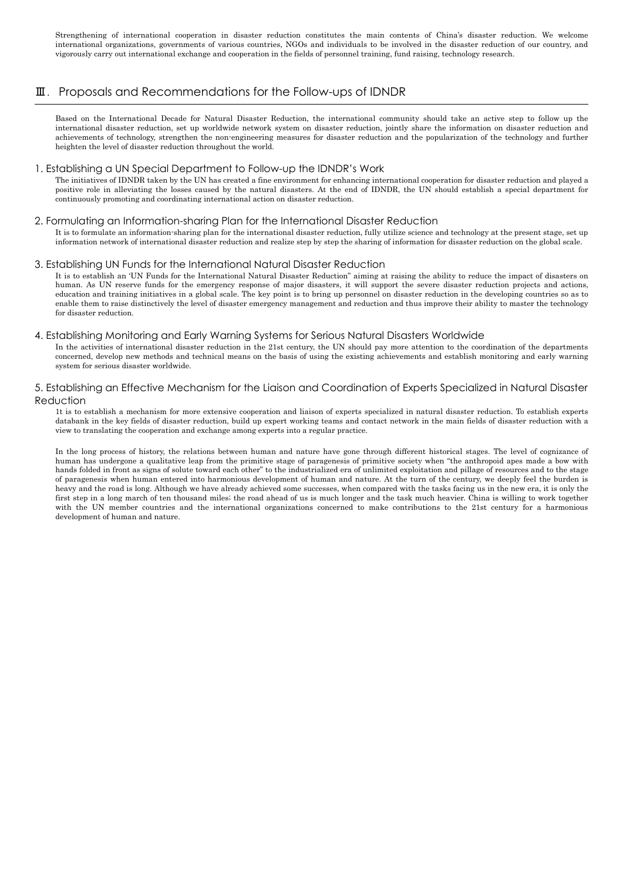Strengthening of international cooperation in disaster reduction constitutes the main contents of China's disaster reduction. We welcome international organizations, governments of various countries, NGOs and individuals to be involved in the disaster reduction of our country, and vigorously carry out international exchange and cooperation in the fields of personnel training, fund raising, technology research.

## Ⅲ. Proposals and Recommendations for the Follow-ups of IDNDR

Based on the International Decade for Natural Disaster Reduction, the international community should take an active step to follow up the international disaster reduction, set up worldwide network system on disaster reduction, jointly share the information on disaster reduction and achievements of technology, strengthen the non-engineering measures for disaster reduction and the popularization of the technology and further heighten the level of disaster reduction throughout the world.

### 1. Establishing a UN Special Department to Follow-up the IDNDR's Work

The initiatives of IDNDR taken by the UN has created a fine environment for enhancing international cooperation for disaster reduction and played a positive role in alleviating the losses caused by the natural disasters. At the end of IDNDR, the UN should establish a special department for continuously promoting and coordinating international action on disaster reduction.

### 2. Formulating an Information-sharing Plan for the International Disaster Reduction

It is to formulate an information-sharing plan for the international disaster reduction, fully utilize science and technology at the present stage, set up information network of international disaster reduction and realize step by step the sharing of information for disaster reduction on the global scale.

### 3. Establishing UN Funds for the International Natural Disaster Reduction

It is to establish an 'UN Funds for the International Natural Disaster Reduction" aiming at raising the ability to reduce the impact of disasters on human. As UN reserve funds for the emergency response of major disasters, it will support the severe disaster reduction projects and actions, education and training initiatives in a global scale. The key point is to bring up personnel on disaster reduction in the developing countries so as to enable them to raise distinctively the level of disaster emergency management and reduction and thus improve their ability to master the technology for disaster reduction.

### 4. Establishing Monitoring and Early Warning Systems for Serious Natural Disasters Worldwide

In the activities of international disaster reduction in the 21st century, the UN should pay more attention to the coordination of the departments concerned, develop new methods and technical means on the basis of using the existing achievements and establish monitoring and early warning system for serious disaster worldwide.

### 5. Establishing an Effective Mechanism for the Liaison and Coordination of Experts Specialized in Natural Disaster Reduction

1t is to establish a mechanism for more extensive cooperation and liaison of experts specialized in natural disaster reduction. To establish experts databank in the key fields of disaster reduction, build up expert working teams and contact network in the main fields of disaster reduction with a view to translating the cooperation and exchange among experts into a regular practice.

In the long process of history, the relations between human and nature have gone through different historical stages. The level of cognizance of human has undergone a qualitative leap from the primitive stage of paragenesis of primitive society when "the anthropoid apes made a bow with hands folded in front as signs of solute toward each other" to the industrialized era of unlimited exploitation and pillage of resources and to the stage of paragenesis when human entered into harmonious development of human and nature. At the turn of the century, we deeply feel the burden is heavy and the road is long. Although we have already achieved some successes, when compared with the tasks facing us in the new era, it is only the first step in a long march of ten thousand miles; the road ahead of us is much longer and the task much heavier. China is willing to work together with the UN member countries and the international organizations concerned to make contributions to the 21st century for a harmonious development of human and nature.